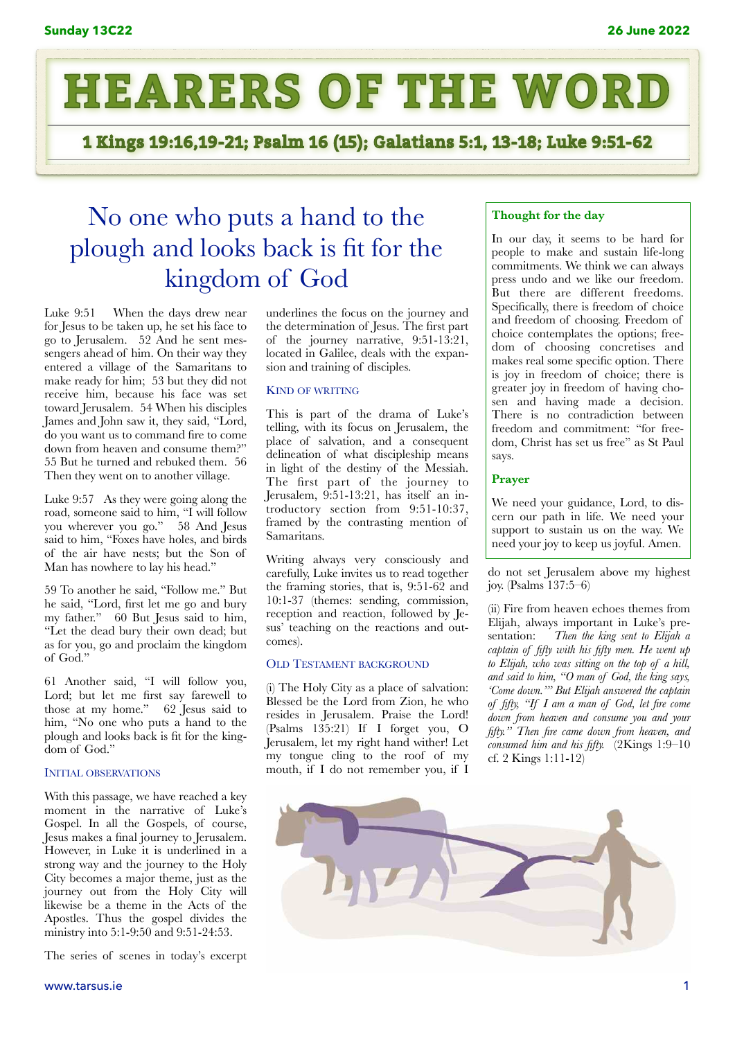# HEARERS OF THE WORD

**1 Kings 19:16,19-21; Psalm 16 (15); Galatians 5:1, 13-18; Luke 9:51-62**

## No one who puts a hand to the plough and looks back is fit for the kingdom of God

Luke 9:51 When the days drew near for Jesus to be taken up, he set his face to go to Jerusalem. 52 And he sent messengers ahead of him. On their way they entered a village of the Samaritans to make ready for him; 53 but they did not receive him, because his face was set toward Jerusalem. 54 When his disciples James and John saw it, they said, "Lord, do you want us to command fire to come down from heaven and consume them?" 55 But he turned and rebuked them. 56 Then they went on to another village.

Luke 9:57 As they were going along the road, someone said to him, "I will follow you wherever you go." 58 And Jesus said to him, "Foxes have holes, and birds of the air have nests; but the Son of Man has nowhere to lay his head."

59 To another he said, "Follow me." But he said, "Lord, first let me go and bury my father." 60 But Jesus said to him, "Let the dead bury their own dead; but as for you, go and proclaim the kingdom of God."

61 Another said, "I will follow you, Lord; but let me first say farewell to those at my home." 62 Jesus said to him, "No one who puts a hand to the plough and looks back is fit for the kingdom of God."

### Initial observations

With this passage, we have reached a key moment in the narrative of Luke's Gospel. In all the Gospels, of course, Jesus makes a final journey to Jerusalem. However, in Luke it is underlined in a strong way and the journey to the Holy City becomes a major theme, just as the journey out from the Holy City will likewise be a theme in the Acts of the Apostles. Thus the gospel divides the ministry into 5:1-9:50 and 9:51-24:53.

The series of scenes in today's excerpt underlines the focus on the journey and the determination of Jesus. The first part of the journey narrative, 9:51-13:21, located in Galilee, deals with the expansion and training of disciples.

### Kind of writing

This is part of the drama of Luke's telling, with its focus on Jerusalem, the place of salvation, and a consequent delineation of what discipleship means in light of the destiny of the Messiah. The first part of the journey to Jerusalem, 9:51-13:21, has itself an introductory section from 9:51-10:37, framed by the contrasting mention of Samaritans.

Writing always very consciously and carefully, Luke invites us to read together the framing stories, that is, 9:51-62 and 10:1-37 (themes: sending, commission, reception and reaction, followed by Jesus' teaching on the reactions and outcomes).

### Old Testament background

(i) The Holy City as a place of salvation: Blessed be the Lord from Zion, he who resides in Jerusalem. Praise the Lord! (Psalms 135:21) If I forget you, O Jerusalem, let my right hand wither! Let my tongue cling to the roof of my mouth, if I do not remember you, if I do not set Jerusalem above my highest joy. (Psalms 137:5–6)

(ii) Fire from heaven echoes themes from Elijah, always important in Luke's presentation: *Then the king sent to Elijah a captain of fifty with his fifty men. He went up to Elijah, who was sitting on the top of a hill, and said to him, "O man of God, the king says, 'Come down.'" But Elijah answered the captain of fifty, "If I am a man of God, let fire come down from heaven and consume you and your fifty." Then fire came down from heaven, and consumed him and his fifty.* (2Kings 1:9–10 cf. 2 Kings 1:11-12)

---

**Thought for the day**

In our day, it seems to be hard for people to make and sustain life-long commitments. We think we can always press undo and we like our freedom. But there are different freedoms. Specifically, there is freedom of choice and freedom of choosing. Freedom of choice contemplates the options; freedom of choosing concretises and makes real some specific option. There is joy in freedom of choice; there is greater joy in freedom of having chosen and having made a decision. There is no contradiction between freedom and commitment: "for freedom, Christ has set us free" as St Paul says.

**Prayer**

We need your guidance, Lord, to discern our path in life. We need your support to sustain us on the way. We need your joy to keep us joyful. Amen.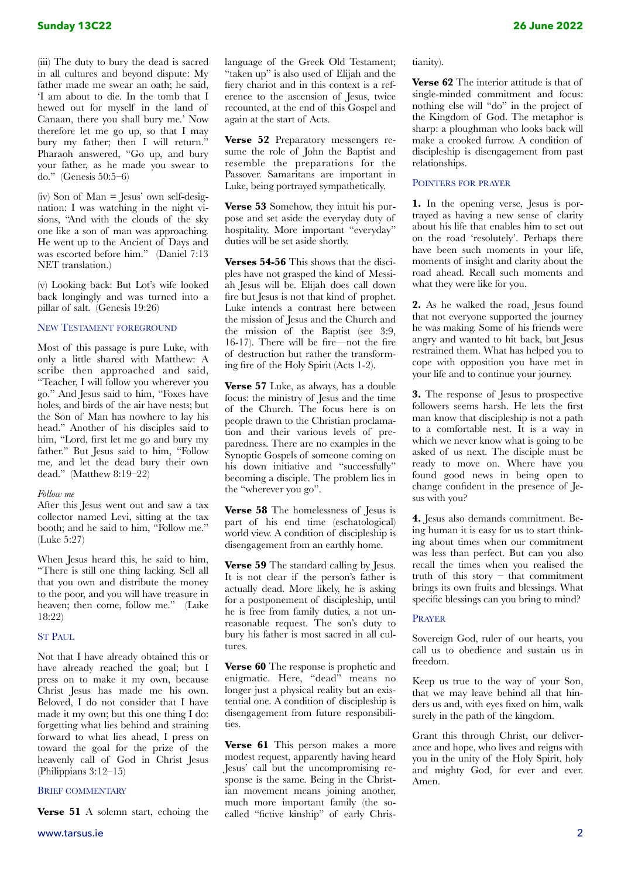(iii) The duty to bury the dead is sacred in all cultures and beyond dispute: My father made me swear an oath; he said, 'I am about to die. In the tomb that I hewed out for myself in the land of Canaan, there you shall bury me.' Now therefore let me go up, so that I may bury my father; then I will return." Pharaoh answered, "Go up, and bury your father, as he made you swear to do." (Genesis 50:5–6)

(iv) Son of Man = Jesus' own self-designation: I was watching in the night visions, "And with the clouds of the sky one like a son of man was approaching. He went up to the Ancient of Days and was escorted before him." (Daniel 7:13 NET translation.)

(v) Looking back: But Lot's wife looked back longingly and was turned into a pillar of salt. (Genesis 19:26)

## New Testament foreground

Most of this passage is pure Luke, with only a little shared with Matthew: A scribe then approached and said, "Teacher, I will follow you wherever you go." And Jesus said to him, "Foxes have holes, and birds of the air have nests; but the Son of Man has nowhere to lay his head." Another of his disciples said to him, "Lord, first let me go and bury my father." But Jesus said to him, "Follow me, and let the dead bury their own dead." (Matthew 8:19–22)

*Follow me*

After this Jesus went out and saw a tax collector named Levi, sitting at the tax booth; and he said to him, "Follow me." (Luke 5:27)

When Jesus heard this, he said to him, "There is still one thing lacking. Sell all that you own and distribute the money to the poor, and you will have treasure in heaven; then come, follow me." (Luke 18:22)

## St Paul

Not that I have already obtained this or have already reached the goal; but I press on to make it my own, because Christ Jesus has made me his own. Beloved, I do not consider that I have made it my own; but this one thing I do: forgetting what lies behind and straining forward to what lies ahead, I press on toward the goal for the prize of the heavenly call of God in Christ Jesus (Philippians 3:12–15)

## Brief commentary

**Verse 51** A solemn start, echoing the language of the Greek Old Testament; "taken up" is also used of Elijah and the fiery chariot and in this context is a reference to the ascension of Jesus, twice recounted, at the end of this Gospel and again at the start of Acts.

**Verse 52** Preparatory messengers resume the role of John the Baptist and resemble the preparations for the Passover. Samaritans are important in Luke, being portrayed sympathetically.

**Verse 53** Somehow, they intuit his purpose and set aside the everyday duty of hospitality. More important "everyday" duties will be set aside shortly.

**Verses 54-56** This shows that the disciples have not grasped the kind of Messiah Jesus will be. Elijah does call down fire but Jesus is not that kind of prophet. Luke intends a contrast here between the mission of Jesus and the Church and the mission of the Baptist (see 3:9, 16-17). There will be fire—not the fire of destruction but rather the transforming fire of the Holy Spirit (Acts 1-2).

**Verse 57** Luke, as always, has a double focus: the ministry of Jesus and the time of the Church. The focus here is on people drawn to the Christian proclamation and their various levels of preparedness. There are no examples in the Synoptic Gospels of someone coming on his down initiative and "successfully" becoming a disciple. The problem lies in the "wherever you go".

**Verse 58** The homelessness of Jesus is part of his end time (eschatological) world view. A condition of discipleship is disengagement from an earthly home.

**Verse 59** The standard calling by Jesus. It is not clear if the person's father is actually dead. More likely, he is asking for a postponement of discipleship, until he is free from family duties, a not unreasonable request. The son's duty to bury his father is most sacred in all cultures.

**Verse 60** The response is prophetic and enigmatic. Here, "dead" means no longer just a physical reality but an existential one. A condition of discipleship is disengagement from future responsibilities.

**Verse 61** This person makes a more modest request, apparently having heard Jesus' call but the uncompromising response is the same. Being in the Christian movement means joining another, much more important family (the so-called "fictive kinship" of early Christianity).

**Verse 62** The interior attitude is that of single-minded commitment and focus: nothing else will "do" in the project of the Kingdom of God. The metaphor is sharp: a ploughman who looks back will make a crooked furrow. A condition of discipleship is disengagement from past relationships.

## Pointers for prayer

**1.** In the opening verse, Jesus is portrayed as having a new sense of clarity about his life that enables him to set out on the road 'resolutely'. Perhaps there have been such moments in your life, moments of insight and clarity about the road ahead. Recall such moments and what they were like for you.

**2.** As he walked the road, Jesus found that not everyone supported the journey he was making. Some of his friends were angry and wanted to hit back, but Jesus restrained them. What has helped you to cope with opposition you have met in your life and to continue your journey.

**3.** The response of Jesus to prospective followers seems harsh. He lets the first man know that discipleship is not a path to a comfortable nest. It is a way in which we never know what is going to be asked of us next. The disciple must be ready to move on. Where have you found good news in being open to change confident in the presence of Jesus with you?

**4.** Jesus also demands commitment. Being human it is easy for us to start thinking about times when our commitment was less than perfect. But can you also recall the times when you realised the truth of this story – that commitment brings its own fruits and blessings. What specific blessings can you bring to mind?

## Prayer

Sovereign God, ruler of our hearts, you call us to obedience and sustain us in freedom.

Keep us true to the way of your Son, that we may leave behind all that hinders us and, with eyes fixed on him, walk surely in the path of the kingdom.

Grant this through Christ, our deliverance and hope, who lives and reigns with you in the unity of the Holy Spirit, holy and mighty God, for ever and ever. Amen.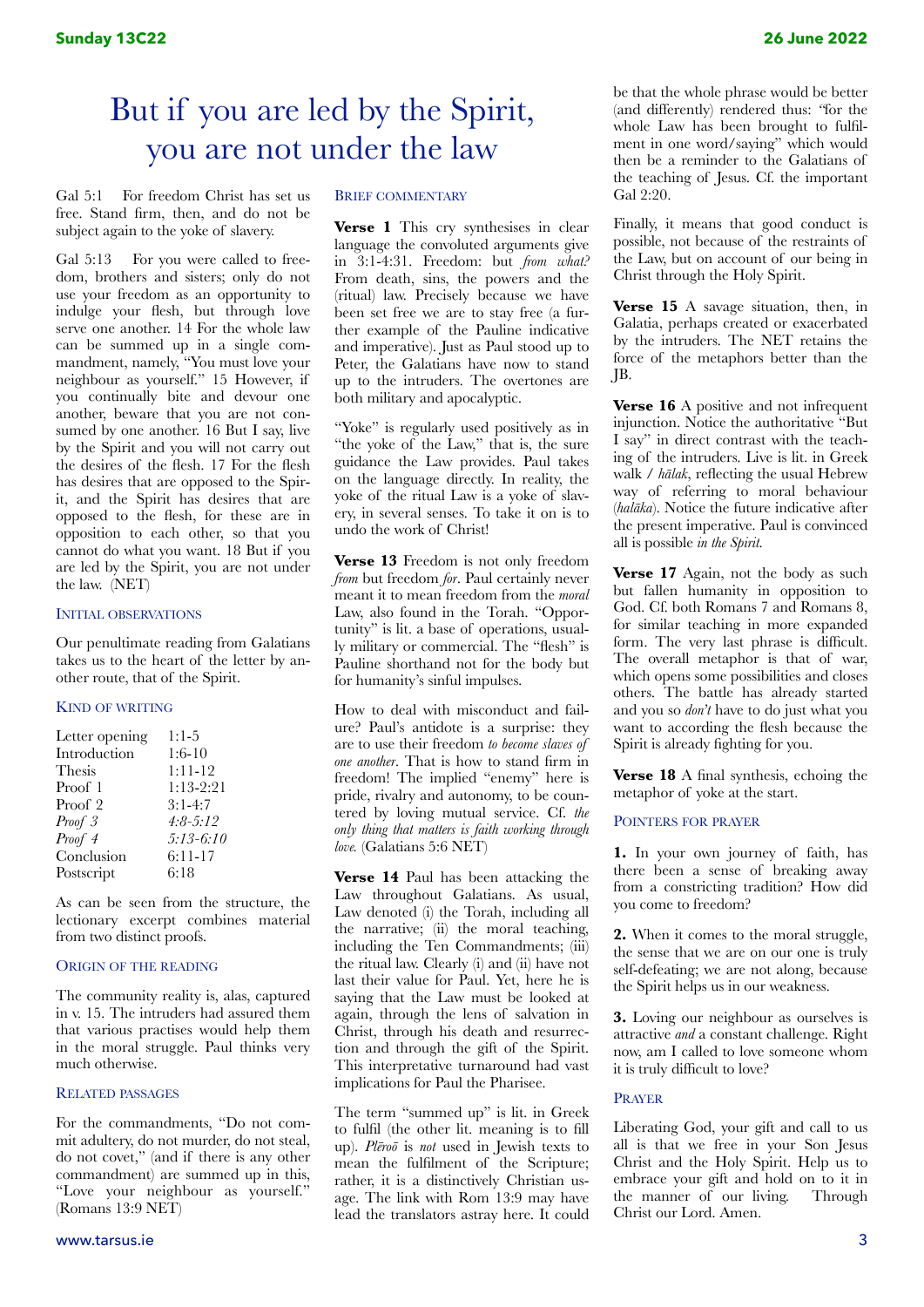# But if you are led by the Spirit, you are not under the law

Gal 5:1 For freedom Christ has set us free. Stand firm, then, and do not be subject again to the yoke of slavery.

Gal 5:13 For you were called to freedom, brothers and sisters; only do not use your freedom as an opportunity to indulge your flesh, but through love serve one another. 14 For the whole law can be summed up in a single commandment, namely, "You must love your neighbour as yourself." 15 However, if you continually bite and devour one another, beware that you are not consumed by one another. 16 But I say, live by the Spirit and you will not carry out the desires of the flesh. 17 For the flesh has desires that are opposed to the Spirit, and the Spirit has desires that are opposed to the flesh, for these are in opposition to each other, so that you cannot do what you want. 18 But if you are led by the Spirit, you are not under the law. (NET)

## Initial observations

Our penultimate reading from Galatians takes us to the heart of the letter by another route, that of the Spirit.

## Kind of writing

| | |
|---|---|
| Letter opening | 1:1-5 |
| Introduction | 1:6-10 |
| Thesis | 1:11-12 |
| Proof 1 | 1:13-2:21 |
| Proof 2 | 3:1-4:7 |
| *Proof 3* | *4:8-5:12* |
| *Proof 4* | *5:13-6:10* |
| Conclusion | 6:11-17 |
| Postscript | 6:18 |

As can be seen from the structure, the lectionary excerpt combines material from two distinct proofs.

## Origin of the reading

The community reality is, alas, captured in v. 15. The intruders had assured them that various practises would help them in the moral struggle. Paul thinks very much otherwise.

## Related passages

For the commandments, "Do not commit adultery, do not murder, do not steal, do not covet," (and if there is any other commandment) are summed up in this, "Love your neighbour as yourself." (Romans 13:9 NET)

## Brief commentary

**Verse 1** This cry synthesises in clear language the convoluted arguments give in 3:1-4:31. Freedom: but *from what?* From death, sins, the powers and the (ritual) law. Precisely because we have been set free we are to stay free (a further example of the Pauline indicative and imperative). Just as Paul stood up to Peter, the Galatians have now to stand up to the intruders. The overtones are both military and apocalyptic.

"Yoke" is regularly used positively as in "the yoke of the Law," that is, the sure guidance the Law provides. Paul takes on the language directly. In reality, the yoke of the ritual Law is a yoke of slavery, in several senses. To take it on is to undo the work of Christ!

**Verse 13** Freedom is not only freedom *from* but freedom *for*. Paul certainly never meant it to mean freedom from the *moral* Law, also found in the Torah. "Opportunity" is lit. a base of operations, usually military or commercial. The "flesh" is Pauline shorthand not for the body but for humanity's sinful impulses.

How to deal with misconduct and failure? Paul's antidote is a surprise: they are to use their freedom *to become slaves of one another*. That is how to stand firm in freedom! The implied "enemy" here is pride, rivalry and autonomy, to be countered by loving mutual service. Cf. *the only thing that matters is faith working through love.* (Galatians 5:6 NET)

**Verse 14** Paul has been attacking the Law throughout Galatians. As usual, Law denoted (i) the Torah, including all the narrative; (ii) the moral teaching, including the Ten Commandments; (iii) the ritual law. Clearly (i) and (ii) have not last their value for Paul. Yet, here he is saying that the Law must be looked at again, through the lens of salvation in Christ, through his death and resurrection and through the gift of the Spirit. This interpretative turnaround had vast implications for Paul the Pharisee.

The term "summed up" is lit. in Greek to fulfil (the other lit. meaning is to fill up). *Plēroō* is *not* used in Jewish texts to mean the fulfilment of the Scripture; rather, it is a distinctively Christian usage. The link with Rom 13:9 may have lead the translators astray here. It could be that the whole phrase would be better (and differently) rendered thus: "for the whole Law has been brought to fulfilment in one word/saying" which would then be a reminder to the Galatians of the teaching of Jesus. Cf. the important Gal 2:20.

Finally, it means that good conduct is possible, not because of the restraints of the Law, but on account of our being in Christ through the Holy Spirit.

**Verse 15** A savage situation, then, in Galatia, perhaps created or exacerbated by the intruders. The NET retains the force of the metaphors better than the JB.

**Verse 16** A positive and not infrequent injunction. Notice the authoritative "But I say" in direct contrast with the teaching of the intruders. Live is lit. in Greek walk / *hālak*, reflecting the usual Hebrew way of referring to moral behaviour (*halāka*). Notice the future indicative after the present imperative. Paul is convinced all is possible *in the Spirit.*

**Verse 17** Again, not the body as such but fallen humanity in opposition to God. Cf. both Romans 7 and Romans 8, for similar teaching in more expanded form. The very last phrase is difficult. The overall metaphor is that of war, which opens some possibilities and closes others. The battle has already started and you so *don't* have to do just what you want to according the flesh because the Spirit is already fighting for you.

**Verse 18** A final synthesis, echoing the metaphor of yoke at the start.

## Pointers for prayer

**1.** In your own journey of faith, has there been a sense of breaking away from a constricting tradition? How did you come to freedom?

**2.** When it comes to the moral struggle, the sense that we are on our one is truly self-defeating; we are not along, because the Spirit helps us in our weakness.

**3.** Loving our neighbour as ourselves is attractive *and* a constant challenge. Right now, am I called to love someone whom it is truly difficult to love?

## Prayer

Liberating God, your gift and call to us all is that we free in your Son Jesus Christ and the Holy Spirit. Help us to embrace your gift and hold on to it in the manner of our living. Through Christ our Lord. Amen.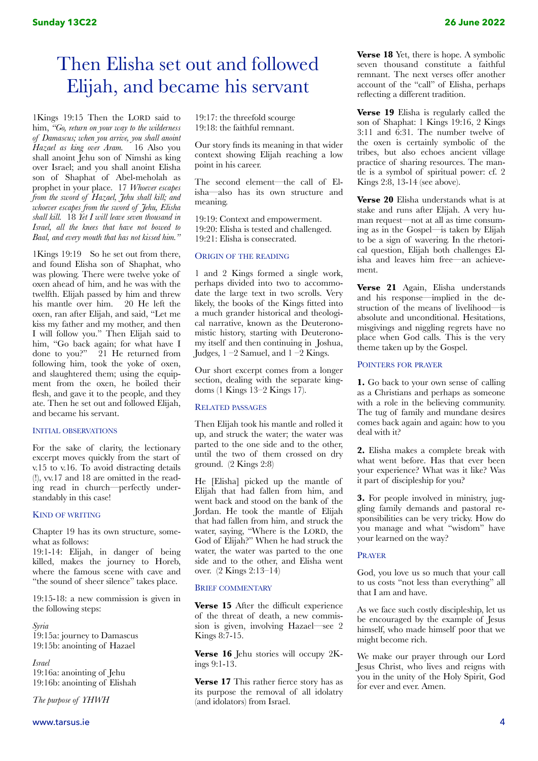# Then Elisha set out and followed Elijah, and became his servant

1Kings 19:15 Then the LORD said to him, *"Go, return on your way to the wilderness of Damascus; when you arrive, you shall anoint Hazael as king over Aram.* 16 Also you shall anoint Jehu son of Nimshi as king over Israel; and you shall anoint Elisha son of Shaphat of Abel-meholah as prophet in your place. 17 *Whoever escapes from the sword of Hazael, Jehu shall kill; and whoever escapes from the sword of Jehu, Elisha shall kill.* 18 *Yet I will leave seven thousand in Israel, all the knees that have not bowed to Baal, and every mouth that has not kissed him."*

1Kings 19:19 So he set out from there, and found Elisha son of Shaphat, who was plowing. There were twelve yoke of oxen ahead of him, and he was with the twelfth. Elijah passed by him and threw his mantle over him. 20 He left the oxen, ran after Elijah, and said, "Let me kiss my father and my mother, and then I will follow you." Then Elijah said to him, "Go back again; for what have I done to you?" 21 He returned from following him, took the yoke of oxen, and slaughtered them; using the equipment from the oxen, he boiled their flesh, and gave it to the people, and they ate. Then he set out and followed Elijah, and became his servant.

## Initial observations

For the sake of clarity, the lectionary excerpt moves quickly from the start of v.15 to v.16. To avoid distracting details (!), vv.17 and 18 are omitted in the reading read in church—perfectly understandably in this case!

## Kind of writing

Chapter 19 has its own structure, somewhat as follows:
19:1-14: Elijah, in danger of being killed, makes the journey to Horeb, where the famous scene with cave and "the sound of sheer silence" takes place.

19:15-18: a new commission is given in the following steps:

*Syria*
19:15a: journey to Damascus
19:15b: anointing of Hazael

*Israel*
19:16a: anointing of Jehu
19:16b: anointing of Elishah

*The purpose of YHWH*
19:17: the threefold scourge
19:18: the faithful remnant.

Our story finds its meaning in that wider context showing Elijah reaching a low point in his career.

The second element—the call of Elisha—also has its own structure and meaning.

19:19: Context and empowerment.
19:20: Elisha is tested and challenged.
19:21: Elisha is consecrated.

## Origin of the reading

1 and 2 Kings formed a single work, perhaps divided into two to accommodate the large text in two scrolls. Very likely, the books of the Kings fitted into a much grander historical and theological narrative, known as the Deuteronomistic history, starting with Deuteronomy itself and then continuing in Joshua, Judges, 1 –2 Samuel, and 1 –2 Kings.

Our short excerpt comes from a longer section, dealing with the separate kingdoms (1 Kings 13–2 Kings 17).

## Related passages

Then Elijah took his mantle and rolled it up, and struck the water; the water was parted to the one side and to the other, until the two of them crossed on dry ground. (2 Kings 2:8)

He [Elisha] picked up the mantle of Elijah that had fallen from him, and went back and stood on the bank of the Jordan. He took the mantle of Elijah that had fallen from him, and struck the water, saying, "Where is the LORD, the God of Elijah?" When he had struck the water, the water was parted to the one side and to the other, and Elisha went over. (2 Kings 2:13–14)

## Brief commentary

**Verse 15** After the difficult experience of the threat of death, a new commission is given, involving Hazael—see 2 Kings 8:7-15.

**Verse 16** Jehu stories will occupy 2Kings 9:1-13.

**Verse 17** This rather fierce story has as its purpose the removal of all idolatry (and idolators) from Israel.

**Verse 18** Yet, there is hope. A symbolic seven thousand constitute a faithful remnant. The next verses offer another account of the "call" of Elisha, perhaps reflecting a different tradition.

**Verse 19** Elisha is regularly called the son of Shaphat: 1 Kings 19:16, 2 Kings 3:11 and 6:31. The number twelve of the oxen is certainly symbolic of the tribes, but also echoes ancient village practice of sharing resources. The mantle is a symbol of spiritual power: cf. 2 Kings 2:8, 13-14 (see above).

**Verse 20** Elisha understands what is at stake and runs after Elijah. A very human request—not at all as time consuming as in the Gospel—is taken by Elijah to be a sign of wavering. In the rhetorical question, Elijah both challenges Elisha and leaves him free—an achievement.

**Verse 21** Again, Elisha understands and his response—implied in the destruction of the means of livelihood—is absolute and unconditional. Hesitations, misgivings and niggling regrets have no place when God calls. This is the very theme taken up by the Gospel.

## Pointers for prayer

**1.** Go back to your own sense of calling as a Christians and perhaps as someone with a role in the believing community. The tug of family and mundane desires comes back again and again: how to you deal with it?

**2.** Elisha makes a complete break with what went before. Has that ever been your experience? What was it like? Was it part of discipleship for you?

**3.** For people involved in ministry, juggling family demands and pastoral responsibilities can be very tricky. How do you manage and what "wisdom" have your learned on the way?

## Prayer

God, you love us so much that your call to us costs "not less than everything" all that I am and have.

As we face such costly discipleship, let us be encouraged by the example of Jesus himself, who made himself poor that we might become rich.

We make our prayer through our Lord Jesus Christ, who lives and reigns with you in the unity of the Holy Spirit, God for ever and ever. Amen.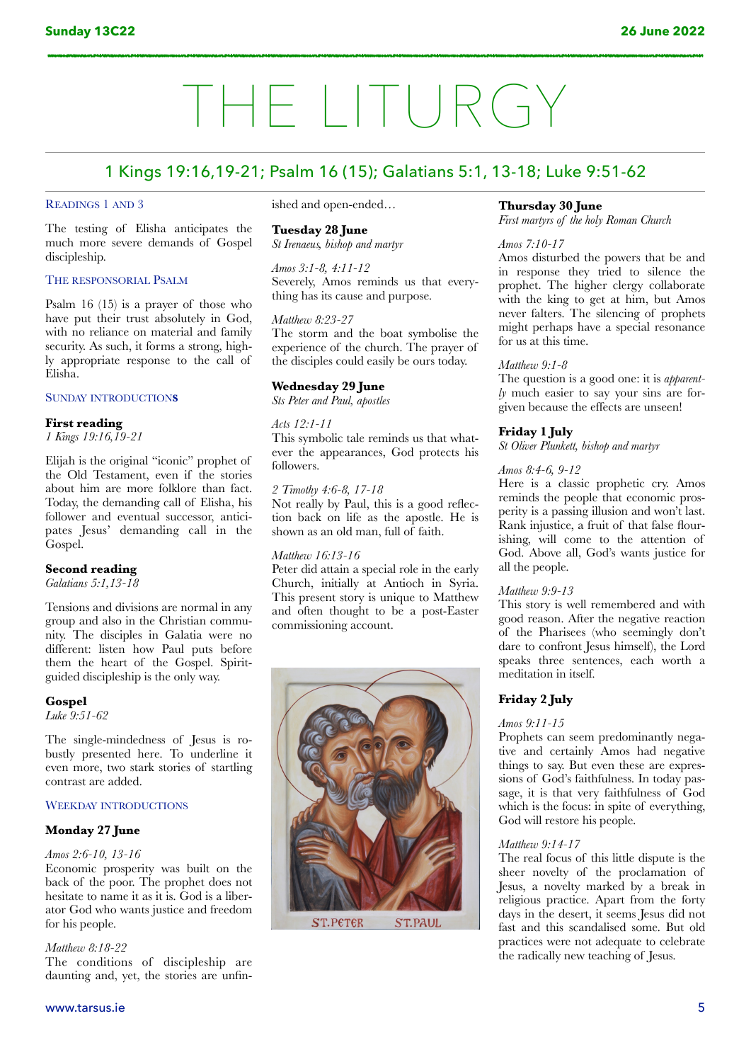# THE LITURGY

## 1 Kings 19:16,19-21; Psalm 16 (15); Galatians 5:1, 13-18; Luke 9:51-62

### Readings 1 and 3

The testing of Elisha anticipates the much more severe demands of Gospel discipleship.

### The responsorial Psalm

Psalm 16 (15) is a prayer of those who have put their trust absolutely in God, with no reliance on material and family security. As such, it forms a strong, highly appropriate response to the call of Elisha.

### Sunday introductions

**First reading**
*1 Kings 19:16,19-21*

Elijah is the original "iconic" prophet of the Old Testament, even if the stories about him are more folklore than fact. Today, the demanding call of Elisha, his follower and eventual successor, anticipates Jesus' demanding call in the Gospel.

**Second reading**
*Galatians 5:1,13-18*

Tensions and divisions are normal in any group and also in the Christian community. The disciples in Galatia were no different: listen how Paul puts before them the heart of the Gospel. Spirit-guided discipleship is the only way.

**Gospel**
*Luke 9:51-62*

The single-mindedness of Jesus is robustly presented here. To underline it even more, two stark stories of startling contrast are added.

### Weekday introductions

**Monday 27 June**

*Amos 2:6-10, 13-16*
Economic prosperity was built on the back of the poor. The prophet does not hesitate to name it as it is. God is a liberator God who wants justice and freedom for his people.

*Matthew 8:18-22*
The conditions of discipleship are daunting and, yet, the stories are unfinished and open-ended…

**Tuesday 28 June**
*St Irenaeus, bishop and martyr*

*Amos 3:1-8, 4:11-12*
Severely, Amos reminds us that everything has its cause and purpose.

*Matthew 8:23-27*
The storm and the boat symbolise the experience of the church. The prayer of the disciples could easily be ours today.

**Wednesday 29 June**
*Sts Peter and Paul, apostles*

*Acts 12:1-11*
This symbolic tale reminds us that whatever the appearances, God protects his followers.

*2 Timothy 4:6-8, 17-18*
Not really by Paul, this is a good reflection back on life as the apostle. He is shown as an old man, full of faith.

*Matthew 16:13-16*
Peter did attain a special role in the early Church, initially at Antioch in Syria. This present story is unique to Matthew and often thought to be a post-Easter commissioning account.

ST.PETER ST.PAUL

**Thursday 30 June**
*First martyrs of the holy Roman Church*

*Amos 7:10-17*
Amos disturbed the powers that be and in response they tried to silence the prophet. The higher clergy collaborate with the king to get at him, but Amos never falters. The silencing of prophets might perhaps have a special resonance for us at this time.

*Matthew 9:1-8*
The question is a good one: it is *apparently* much easier to say your sins are forgiven because the effects are unseen!

**Friday 1 July**
*St Oliver Plunkett, bishop and martyr*

*Amos 8:4-6, 9-12*
Here is a classic prophetic cry. Amos reminds the people that economic prosperity is a passing illusion and won't last. Rank injustice, a fruit of that false flourishing, will come to the attention of God. Above all, God's wants justice for all the people.

*Matthew 9:9-13*
This story is well remembered and with good reason. After the negative reaction of the Pharisees (who seemingly don't dare to confront Jesus himself), the Lord speaks three sentences, each worth a meditation in itself.

**Friday 2 July**

*Amos 9:11-15*
Prophets can seem predominantly negative and certainly Amos had negative things to say. But even these are expressions of God's faithfulness. In today passage, it is that very faithfulness of God which is the focus: in spite of everything, God will restore his people.

*Matthew 9:14-17*
The real focus of this little dispute is the sheer novelty of the proclamation of Jesus, a novelty marked by a break in religious practice. Apart from the forty days in the desert, it seems Jesus did not fast and this scandalised some. But old practices were not adequate to celebrate the radically new teaching of Jesus.